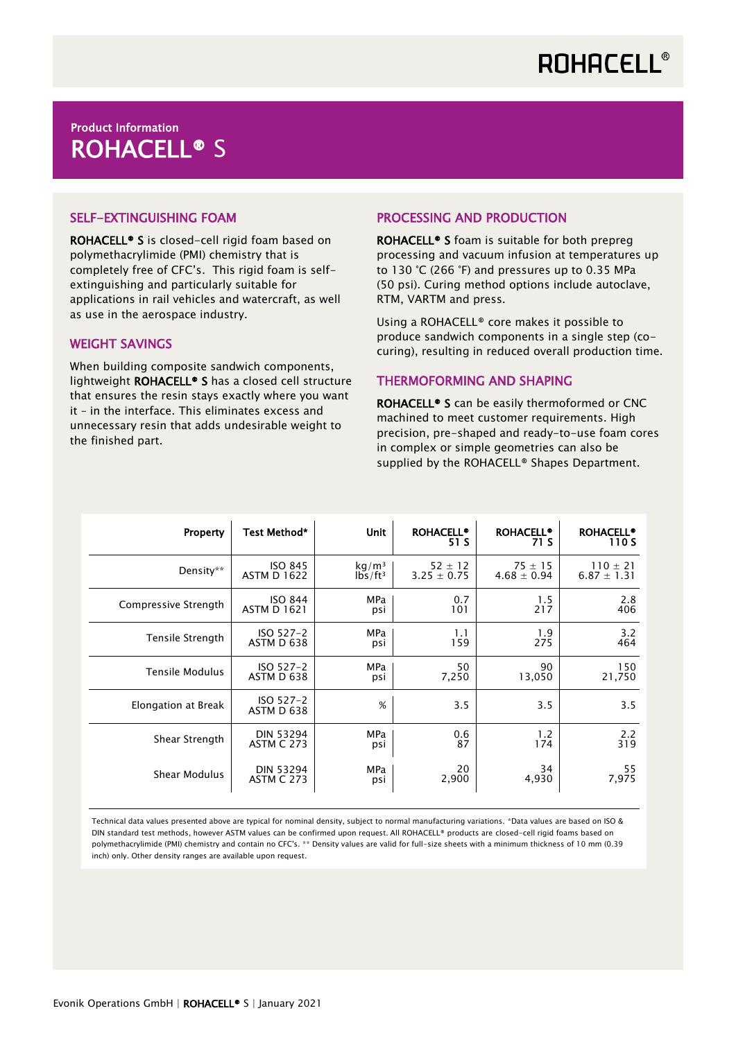ROHACELL®

Product Information

# ROHACELL® S

## SELF-EXTINGUISHING FOAM

**ROHACELL® S** is closed-cell rigid foam based on polymethacrylimide (PMI) chemistry that is completely free of CFC's. This rigid foam is self-extinguishing and particularly suitable for applications in rail vehicles and watercraft, as well as use in the aerospace industry.

## WEIGHT SAVINGS

When building composite sandwich components, lightweight **ROHACELL® S** has a closed cell structure that ensures the resin stays exactly where you want it – in the interface. This eliminates excess and unnecessary resin that adds undesirable weight to the finished part.

## PROCESSING AND PRODUCTION

**ROHACELL® S** foam is suitable for both prepreg processing and vacuum infusion at temperatures up to 130 °C (266 °F) and pressures up to 0.35 MPa (50 psi). Curing method options include autoclave, RTM, VARTM and press.

Using a ROHACELL® core makes it possible to produce sandwich components in a single step (co-curing), resulting in reduced overall production time.

## THERMOFORMING AND SHAPING

**ROHACELL® S** can be easily thermoformed or CNC machined to meet customer requirements. High precision, pre-shaped and ready-to-use foam cores in complex or simple geometries can also be supplied by the ROHACELL® Shapes Department.

| Property | Test Method* | Unit | ROHACELL® 51 S | ROHACELL® 71 S | ROHACELL® 110 S |
|---|---|---|---|---|---|
| Density** | ISO 845<br>ASTM D 1622 | $kg/m^3$<br>$lbs/ft^3$ | 52 ± 12<br>3.25 ± 0.75 | 75 ± 15<br>4.68 ± 0.94 | 110 ± 21<br>6.87 ± 1.31 |
| Compressive Strength | ISO 844<br>ASTM D 1621 | MPa<br>psi | 0.7<br>101 | 1.5<br>217 | 2.8<br>406 |
| Tensile Strength | ISO 527-2<br>ASTM D 638 | MPa<br>psi | 1.1<br>159 | 1.9<br>275 | 3.2<br>464 |
| Tensile Modulus | ISO 527-2<br>ASTM D 638 | MPa<br>psi | 50<br>7,250 | 90<br>13,050 | 150<br>21,750 |
| Elongation at Break | ISO 527-2<br>ASTM D 638 | % | 3.5 | 3.5 | 3.5 |
| Shear Strength | DIN 53294<br>ASTM C 273 | MPa<br>psi | 0.6<br>87 | 1.2<br>174 | 2.2<br>319 |
| Shear Modulus | DIN 53294<br>ASTM C 273 | MPa<br>psi | 20<br>2,900 | 34<br>4,930 | 55<br>7,975 |

Technical data values presented above are typical for nominal density, subject to normal manufacturing variations. *Data values are based on ISO & DIN standard test methods, however ASTM values can be confirmed upon request. All ROHACELL® products are closed-cell rigid foams based on polymethacrylimide (PMI) chemistry and contain no CFC's. ** Density values are valid for full-size sheets with a minimum thickness of 10 mm (0.39 inch) only. Other density ranges are available upon request.

Evonik Operations GmbH | **ROHACELL®** S | January 2021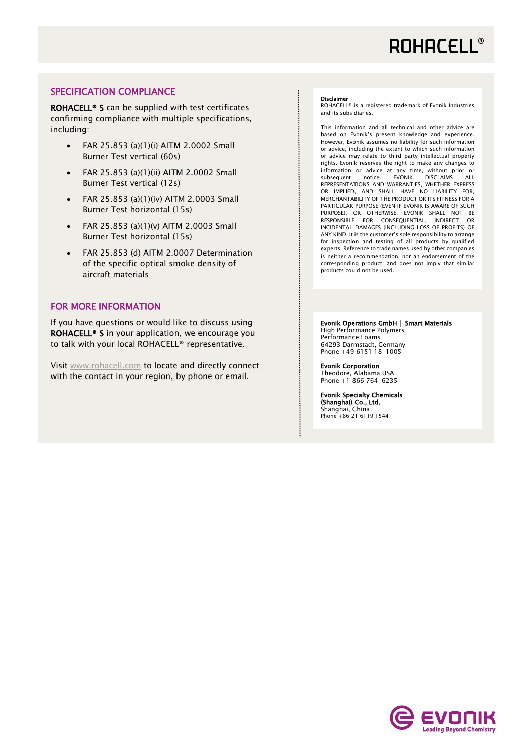## SPECIFICATION COMPLIANCE

**ROHACELL® S** can be supplied with test certificates confirming compliance with multiple specifications, including:

- FAR 25.853 (a)(1)(i) AITM 2.0002 Small Burner Test vertical (60s)
- FAR 25.853 (a)(1)(ii) AITM 2.0002 Small Burner Test vertical (12s)
- FAR 25.853 (a)(1)(iv) AITM 2.0003 Small Burner Test horizontal (15s)
- FAR 25.853 (a)(1)(v) AITM 2.0003 Small Burner Test horizontal (15s)
- FAR 25.853 (d) AITM 2.0007 Determination of the specific optical smoke density of aircraft materials

## FOR MORE INFORMATION

If you have questions or would like to discuss using **ROHACELL® S** in your application, we encourage you to talk with your local ROHACELL® representative.

Visit www.rohacell.com to locate and directly connect with the contact in your region, by phone or email.

**Disclaimer**
ROHACELL® is a registered trademark of Evonik Industries and its subsidiaries.

This information and all technical and other advice are based on Evonik's present knowledge and experience. However, Evonik assumes no liability for such information or advice, including the extent to which such information or advice may relate to third party intellectual property rights. Evonik reserves the right to make any changes to information or advice at any time, without prior or subsequent notice. EVONIK DISCLAIMS ALL REPRESENTATIONS AND WARRANTIES, WHETHER EXPRESS OR IMPLIED, AND SHALL HAVE NO LIABILITY FOR, MERCHANTABILITY OF THE PRODUCT OR ITS FITNESS FOR A PARTICULAR PURPOSE (EVEN IF EVONIK IS AWARE OF SUCH PURPOSE), OR OTHERWISE. EVONIK SHALL NOT BE RESPONSIBLE FOR CONSEQUENTIAL, INDIRECT OR INCIDENTAL DAMAGES (INCLUDING LOSS OF PROFITS) OF ANY KIND. It is the customer's sole responsibility to arrange for inspection and testing of all products by qualified experts. Reference to trade names used by other companies is neither a recommendation, nor an endorsement of the corresponding product, and does not imply that similar products could not be used.

**Evonik Operations GmbH | Smart Materials**
High Performance Polymers
Performance Foams
64293 Darmstadt, Germany
Phone +49 6151 18-1005

**Evonik Corporation**
Theodore, Alabama USA
Phone +1 866 764-6235

**Evonik Specialty Chemicals (Shanghai) Co., Ltd.**
Shanghai, China
Phone +86 21 6119 1544